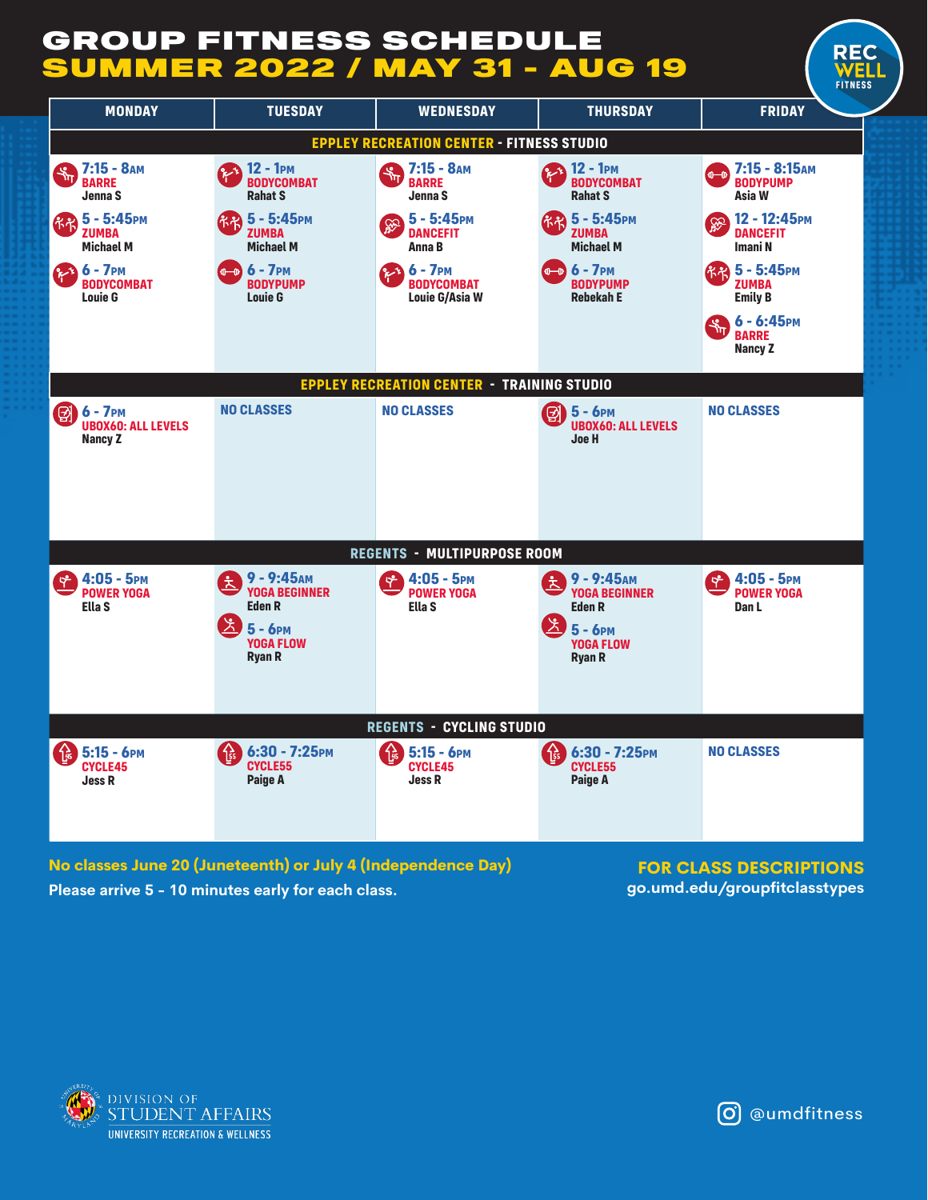# GROUP FITNESS SCHEDULE
## SUMMER 2022 / MAY 31 - AUG 19

REC WELL FITNESS

| MONDAY | TUESDAY | WEDNESDAY | THURSDAY | FRIDAY |
|---|---|---|---|---|
| **EPPLEY RECREATION CENTER - FITNESS STUDIO** | | | | |
| 7:15 - 8AM<br>BARRE<br>Jenna S<br><br>5 - 5:45PM<br>ZUMBA<br>Michael M<br><br>6 - 7PM<br>BODYCOMBAT<br>Louie G | 12 - 1PM<br>BODYCOMBAT<br>Rahat S<br><br>5 - 5:45PM<br>ZUMBA<br>Michael M<br><br>6 - 7PM<br>BODYPUMP<br>Louie G | 7:15 - 8AM<br>BARRE<br>Jenna S<br><br>5 - 5:45PM<br>DANCEFIT<br>Anna B<br><br>6 - 7PM<br>BODYCOMBAT<br>Louie G/Asia W | 12 - 1PM<br>BODYCOMBAT<br>Rahat S<br><br>5 - 5:45PM<br>ZUMBA<br>Michael M<br><br>6 - 7PM<br>BODYPUMP<br>Rebekah E | 7:15 - 8:15AM<br>BODYPUMP<br>Asia W<br><br>12 - 12:45PM<br>DANCEFIT<br>Imani N<br><br>5 - 5:45PM<br>ZUMBA<br>Emily B<br><br>6 - 6:45PM<br>BARRE<br>Nancy Z |
| **EPPLEY RECREATION CENTER - TRAINING STUDIO** | | | | |
| 6 - 7PM<br>UBOX60: ALL LEVELS<br>Nancy Z | NO CLASSES | NO CLASSES | 5 - 6PM<br>UBOX60: ALL LEVELS<br>Joe H | NO CLASSES |
| **REGENTS - MULTIPURPOSE ROOM** | | | | |
| 4:05 - 5PM<br>POWER YOGA<br>Ella S | 9 - 9:45AM<br>YOGA BEGINNER<br>Eden R<br><br>5 - 6PM<br>YOGA FLOW<br>Ryan R | 4:05 - 5PM<br>POWER YOGA<br>Ella S | 9 - 9:45AM<br>YOGA BEGINNER<br>Eden R<br><br>5 - 6PM<br>YOGA FLOW<br>Ryan R | 4:05 - 5PM<br>POWER YOGA<br>Dan L |
| **REGENTS - CYCLING STUDIO** | | | | |
| 5:15 - 6PM<br>CYCLE45<br>Jess R | 6:30 - 7:25PM<br>CYCLE55<br>Paige A | 5:15 - 6PM<br>CYCLE45<br>Jess R | 6:30 - 7:25PM<br>CYCLE55<br>Paige A | NO CLASSES |

**No classes June 20 (Juneteenth) or July 4 (Independence Day)**

**Please arrive 5 - 10 minutes early for each class.**

**FOR CLASS DESCRIPTIONS**
go.umd.edu/groupfitclasstypes

DIVISION OF STUDENT AFFAIRS
UNIVERSITY RECREATION & WELLNESS

@umdfitness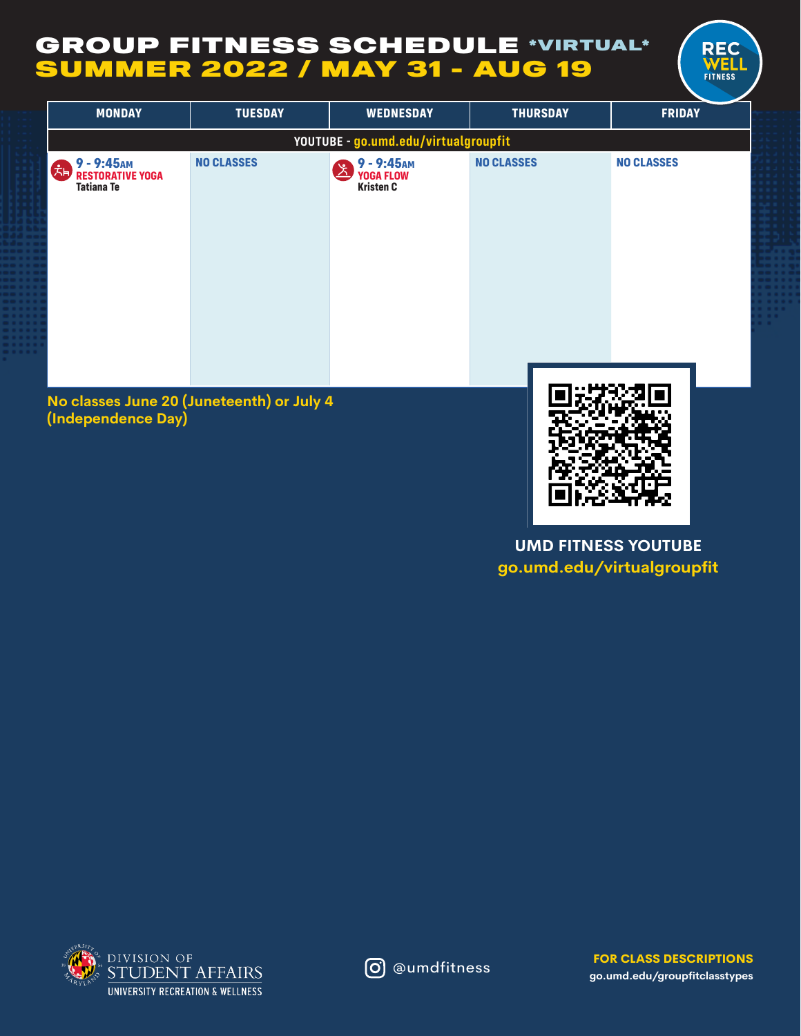# GROUP FITNESS SCHEDULE *VIRTUAL*
## SUMMER 2022 / MAY 31 - AUG 19

REC WELL FITNESS

| MONDAY | TUESDAY | WEDNESDAY | THURSDAY | FRIDAY |
|---|---|---|---|---|
| YOUTUBE - go.umd.edu/virtualgroupfit | | | | |
| 9 - 9:45AM<br>RESTORATIVE YOGA<br>Tatiana Te | NO CLASSES | 9 - 9:45AM<br>YOGA FLOW<br>Kristen C | NO CLASSES | NO CLASSES |

**No classes June 20 (Juneteenth) or July 4 (Independence Day)**

**UMD FITNESS YOUTUBE**
**go.umd.edu/virtualgroupfit**

DIVISION OF STUDENT AFFAIRS
UNIVERSITY RECREATION & WELLNESS

@umdfitness

**FOR CLASS DESCRIPTIONS**
go.umd.edu/groupfitclasstypes